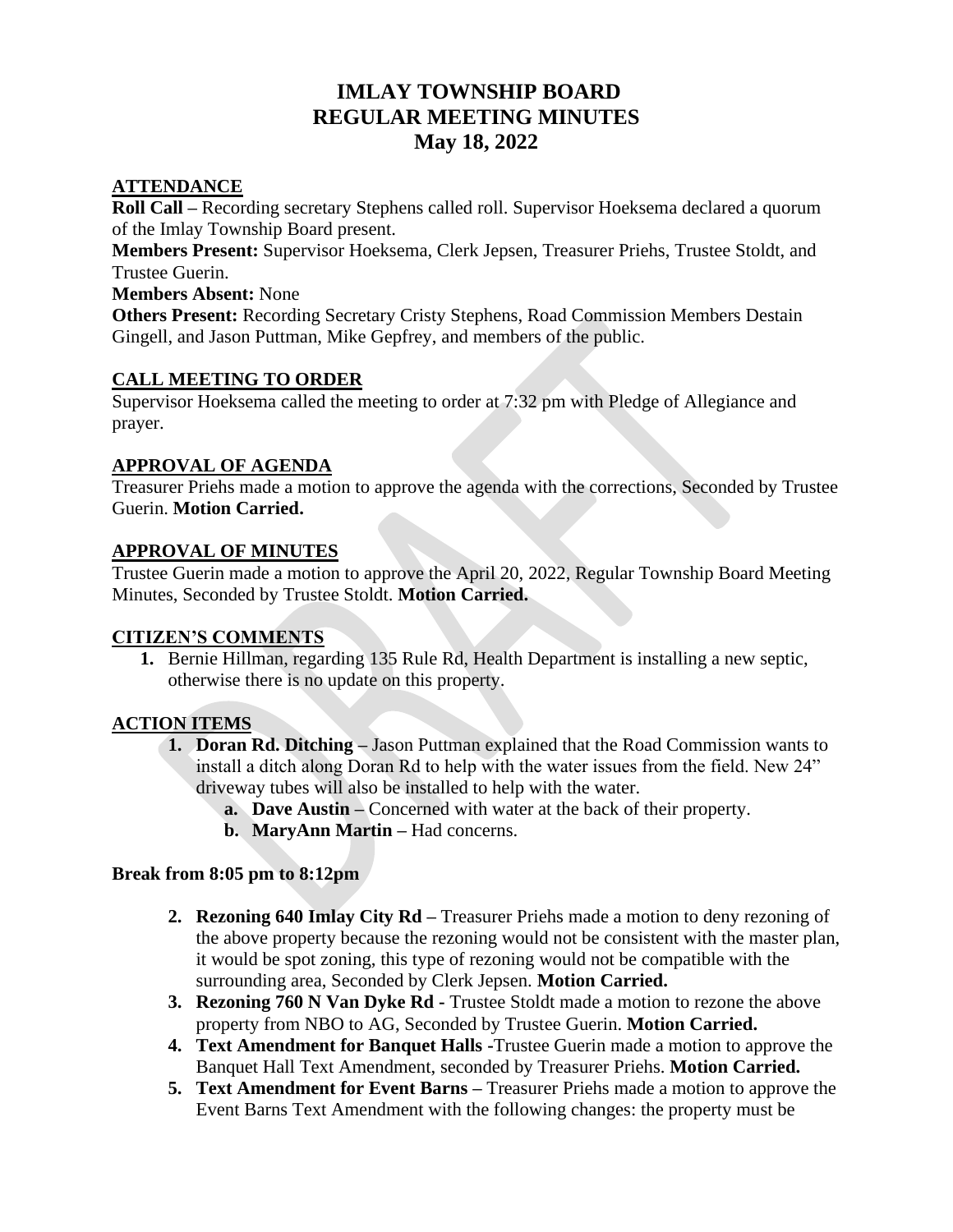# IMLAY TOWNSHIP BOARD
# REGULAR MEETING MINUTES
# May 18, 2022

## ATTENDANCE

**Roll Call –** Recording secretary Stephens called roll. Supervisor Hoeksema declared a quorum of the Imlay Township Board present.

**Members Present:** Supervisor Hoeksema, Clerk Jepsen, Treasurer Priehs, Trustee Stoldt, and Trustee Guerin.

**Members Absent:** None

**Others Present:** Recording Secretary Cristy Stephens, Road Commission Members Destain Gingell, and Jason Puttman, Mike Gepfrey, and members of the public.

## CALL MEETING TO ORDER

Supervisor Hoeksema called the meeting to order at 7:32 pm with Pledge of Allegiance and prayer.

## APPROVAL OF AGENDA

Treasurer Priehs made a motion to approve the agenda with the corrections, Seconded by Trustee Guerin. **Motion Carried.**

## APPROVAL OF MINUTES

Trustee Guerin made a motion to approve the April 20, 2022, Regular Township Board Meeting Minutes, Seconded by Trustee Stoldt. **Motion Carried.**

## CITIZEN'S COMMENTS

1. Bernie Hillman, regarding 135 Rule Rd, Health Department is installing a new septic, otherwise there is no update on this property.

## ACTION ITEMS

1. **Doran Rd. Ditching –** Jason Puttman explained that the Road Commission wants to install a ditch along Doran Rd to help with the water issues from the field. New 24" driveway tubes will also be installed to help with the water.
   a. **Dave Austin –** Concerned with water at the back of their property.
   b. **MaryAnn Martin –** Had concerns.

**Break from 8:05 pm to 8:12pm**

2. **Rezoning 640 Imlay City Rd –** Treasurer Priehs made a motion to deny rezoning of the above property because the rezoning would not be consistent with the master plan, it would be spot zoning, this type of rezoning would not be compatible with the surrounding area, Seconded by Clerk Jepsen. **Motion Carried.**
3. **Rezoning 760 N Van Dyke Rd -** Trustee Stoldt made a motion to rezone the above property from NBO to AG, Seconded by Trustee Guerin. **Motion Carried.**
4. **Text Amendment for Banquet Halls -**Trustee Guerin made a motion to approve the Banquet Hall Text Amendment, seconded by Treasurer Priehs. **Motion Carried.**
5. **Text Amendment for Event Barns –** Treasurer Priehs made a motion to approve the Event Barns Text Amendment with the following changes: the property must be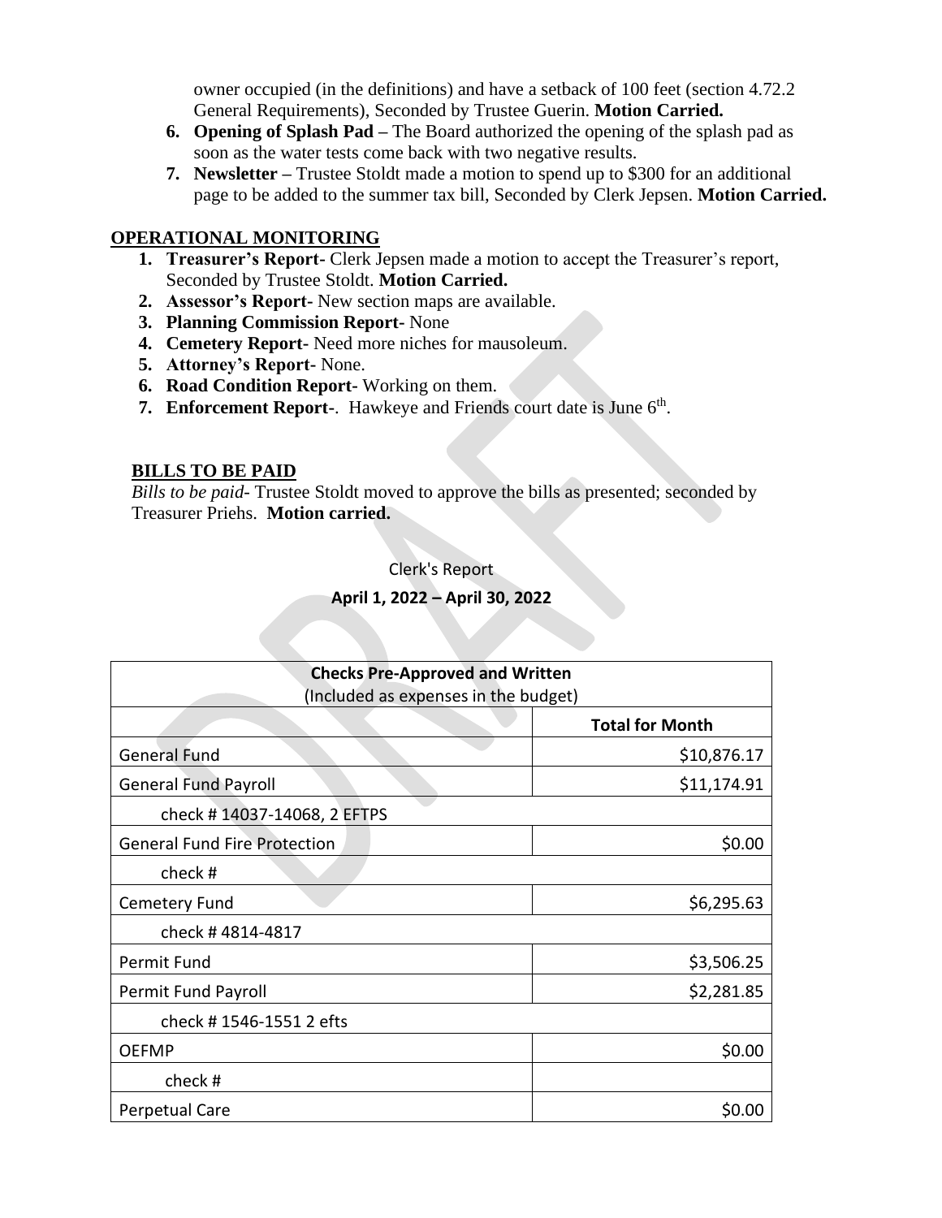owner occupied (in the definitions) and have a setback of 100 feet (section 4.72.2 General Requirements), Seconded by Trustee Guerin. **Motion Carried.**

6. **Opening of Splash Pad –** The Board authorized the opening of the splash pad as soon as the water tests come back with two negative results.
7. **Newsletter –** Trustee Stoldt made a motion to spend up to $300 for an additional page to be added to the summer tax bill, Seconded by Clerk Jepsen. **Motion Carried.**

## OPERATIONAL MONITORING

1. **Treasurer's Report-** Clerk Jepsen made a motion to accept the Treasurer's report, Seconded by Trustee Stoldt. **Motion Carried.**
2. **Assessor's Report-** New section maps are available.
3. **Planning Commission Report-** None
4. **Cemetery Report-** Need more niches for mausoleum.
5. **Attorney's Report-** None.
6. **Road Condition Report-** Working on them.
7. **Enforcement Report-**. Hawkeye and Friends court date is June 6th.

## BILLS TO BE PAID

*Bills to be paid*- Trustee Stoldt moved to approve the bills as presented; seconded by Treasurer Priehs. **Motion carried.**

Clerk's Report

**April 1, 2022 – April 30, 2022**

| **Checks Pre-Approved and Written** (Included as expenses in the budget) | |
|---|---|
| | **Total for Month** |
| General Fund | $10,876.17 |
| General Fund Payroll | $11,174.91 |
| check # 14037-14068, 2 EFTPS | |
| General Fund Fire Protection | $0.00 |
| check # | |
| Cemetery Fund | $6,295.63 |
| check # 4814-4817 | |
| Permit Fund | $3,506.25 |
| Permit Fund Payroll | $2,281.85 |
| check # 1546-1551 2 efts | |
| OEFMP | $0.00 |
| check # | |
| Perpetual Care | $0.00 |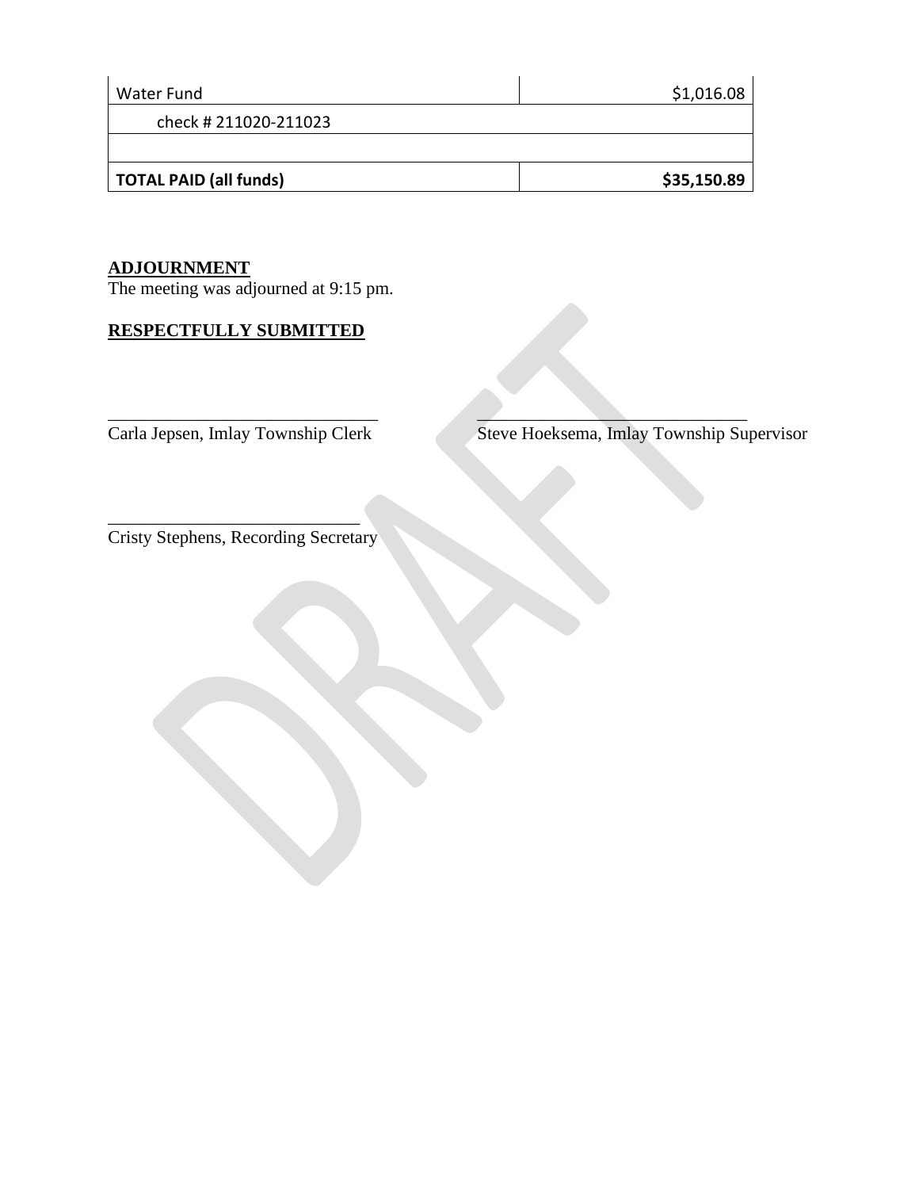| | |
|---|---|
| Water Fund | $1,016.08 |
| check # 211020-211023 | |
| | |
| **TOTAL PAID (all funds)** | **$35,150.89** |

**ADJOURNMENT**

The meeting was adjourned at 9:15 pm.

**RESPECTFULLY SUBMITTED**

\_\_\_\_\_\_\_\_\_\_\_\_\_\_\_\_\_\_\_\_\_\_\_\_\_\_\_\_\_\_
Carla Jepsen, Imlay Township Clerk

\_\_\_\_\_\_\_\_\_\_\_\_\_\_\_\_\_\_\_\_\_\_\_\_\_\_\_\_\_\_
Steve Hoeksema, Imlay Township Supervisor

\_\_\_\_\_\_\_\_\_\_\_\_\_\_\_\_\_\_\_\_\_\_\_\_\_\_\_\_\_\_
Cristy Stephens, Recording Secretary

DRAFT